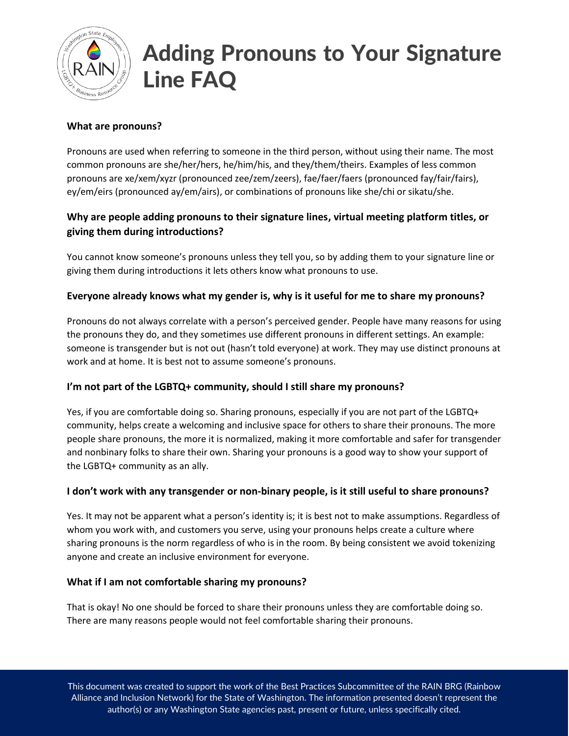# Adding Pronouns to Your Signature Line FAQ

**What are pronouns?**

Pronouns are used when referring to someone in the third person, without using their name. The most common pronouns are she/her/hers, he/him/his, and they/them/theirs. Examples of less common pronouns are xe/xem/xyzr (pronounced zee/zem/zeers), fae/faer/faers (pronounced fay/fair/fairs), ey/em/eirs (pronounced ay/em/airs), or combinations of pronouns like she/chi or sikatu/she.

**Why are people adding pronouns to their signature lines, virtual meeting platform titles, or giving them during introductions?**

You cannot know someone's pronouns unless they tell you, so by adding them to your signature line or giving them during introductions it lets others know what pronouns to use.

**Everyone already knows what my gender is, why is it useful for me to share my pronouns?**

Pronouns do not always correlate with a person's perceived gender. People have many reasons for using the pronouns they do, and they sometimes use different pronouns in different settings. An example: someone is transgender but is not out (hasn't told everyone) at work. They may use distinct pronouns at work and at home. It is best not to assume someone's pronouns.

**I'm not part of the LGBTQ+ community, should I still share my pronouns?**

Yes, if you are comfortable doing so. Sharing pronouns, especially if you are not part of the LGBTQ+ community, helps create a welcoming and inclusive space for others to share their pronouns. The more people share pronouns, the more it is normalized, making it more comfortable and safer for transgender and nonbinary folks to share their own. Sharing your pronouns is a good way to show your support of the LGBTQ+ community as an ally.

**I don't work with any transgender or non-binary people, is it still useful to share pronouns?**

Yes. It may not be apparent what a person's identity is; it is best not to make assumptions. Regardless of whom you work with, and customers you serve, using your pronouns helps create a culture where sharing pronouns is the norm regardless of who is in the room. By being consistent we avoid tokenizing anyone and create an inclusive environment for everyone.

**What if I am not comfortable sharing my pronouns?**

That is okay! No one should be forced to share their pronouns unless they are comfortable doing so. There are many reasons people would not feel comfortable sharing their pronouns.

This document was created to support the work of the Best Practices Subcommittee of the RAIN BRG (Rainbow Alliance and Inclusion Network) for the State of Washington. The information presented doesn't represent the author(s) or any Washington State agencies past, present or future, unless specifically cited.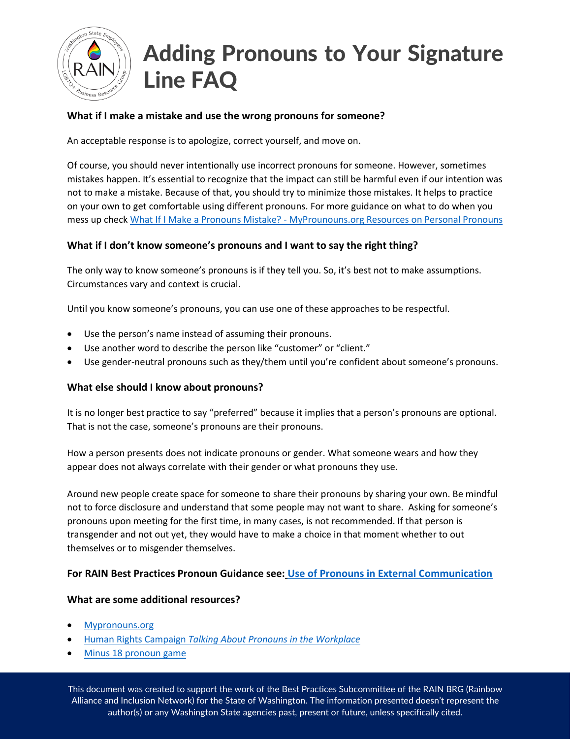# Adding Pronouns to Your Signature Line FAQ

**What if I make a mistake and use the wrong pronouns for someone?**

An acceptable response is to apologize, correct yourself, and move on.

Of course, you should never intentionally use incorrect pronouns for someone. However, sometimes mistakes happen. It's essential to recognize that the impact can still be harmful even if our intention was not to make a mistake. Because of that, you should try to minimize those mistakes. It helps to practice on your own to get comfortable using different pronouns. For more guidance on what to do when you mess up check What If I Make a Pronouns Mistake? - MyProunouns.org Resources on Personal Pronouns

**What if I don't know someone's pronouns and I want to say the right thing?**

The only way to know someone's pronouns is if they tell you. So, it's best not to make assumptions. Circumstances vary and context is crucial.

Until you know someone's pronouns, you can use one of these approaches to be respectful.

- Use the person's name instead of assuming their pronouns.
- Use another word to describe the person like "customer" or "client."
- Use gender-neutral pronouns such as they/them until you're confident about someone's pronouns.

**What else should I know about pronouns?**

It is no longer best practice to say "preferred" because it implies that a person's pronouns are optional. That is not the case, someone's pronouns are their pronouns.

How a person presents does not indicate pronouns or gender. What someone wears and how they appear does not always correlate with their gender or what pronouns they use.

Around new people create space for someone to share their pronouns by sharing your own. Be mindful not to force disclosure and understand that some people may not want to share. Asking for someone's pronouns upon meeting for the first time, in many cases, is not recommended. If that person is transgender and not out yet, they would have to make a choice in that moment whether to out themselves or to misgender themselves.

**For RAIN Best Practices Pronoun Guidance see: Use of Pronouns in External Communication**

**What are some additional resources?**

- Mypronouns.org
- Human Rights Campaign *Talking About Pronouns in the Workplace*
- Minus 18 pronoun game

This document was created to support the work of the Best Practices Subcommittee of the RAIN BRG (Rainbow Alliance and Inclusion Network) for the State of Washington. The information presented doesn't represent the author(s) or any Washington State agencies past, present or future, unless specifically cited.